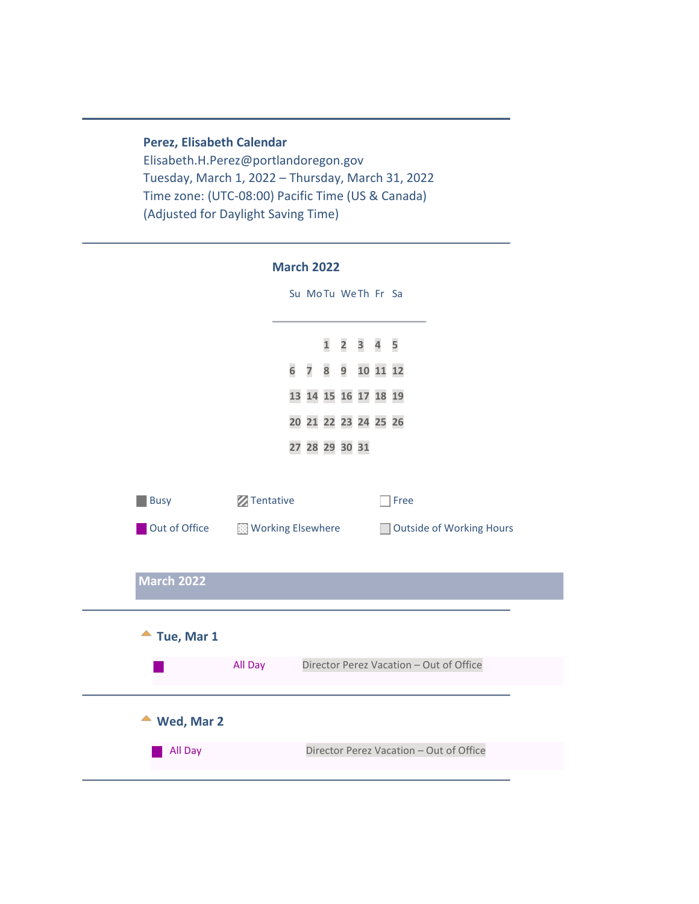**Perez, Elisabeth Calendar**
Elisabeth.H.Perez@portlandoregon.gov
Tuesday, March 1, 2022 – Thursday, March 31, 2022
Time zone: (UTC-08:00) Pacific Time (US & Canada)
(Adjusted for Daylight Saving Time)

## March 2022

| Su | Mo | Tu | We | Th | Fr | Sa |
|---|---|---|---|---|---|---|
| | | 1 | 2 | 3 | 4 | 5 |
| 6 | 7 | 8 | 9 | 10 | 11 | 12 |
| 13 | 14 | 15 | 16 | 17 | 18 | 19 |
| 20 | 21 | 22 | 23 | 24 | 25 | 26 |
| 27 | 28 | 29 | 30 | 31 | | |

Busy | Tentative | Free
Out of Office | Working Elsewhere | Outside of Working Hours

## March 2022

### Tue, Mar 1

| All Day | Director Perez Vacation – Out of Office |
|---|---|

### Wed, Mar 2

| All Day | Director Perez Vacation – Out of Office |
|---|---|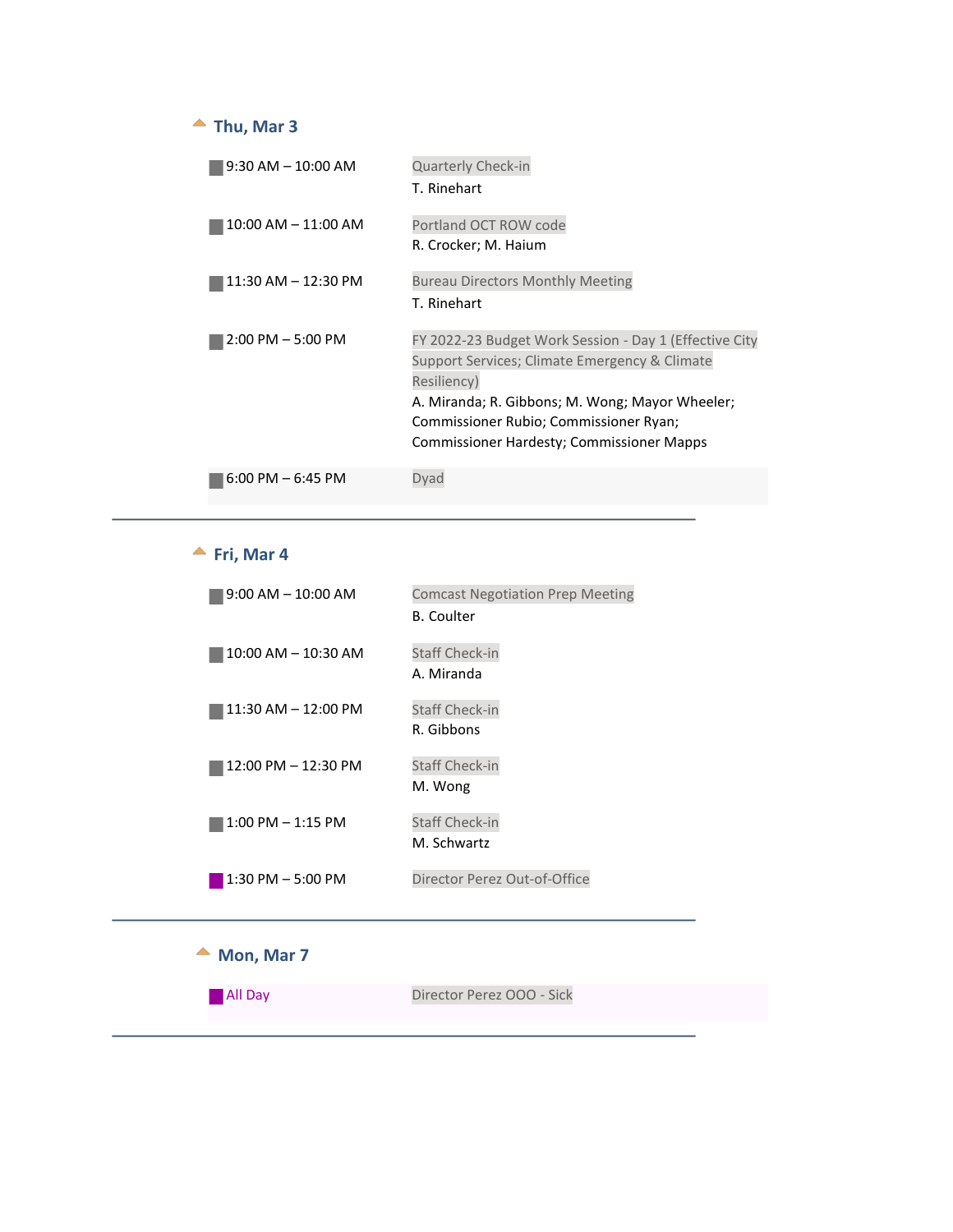## Thu, Mar 3

| | |
|---|---|
| 9:30 AM – 10:00 AM | Quarterly Check-in<br>T. Rinehart |
| 10:00 AM – 11:00 AM | Portland OCT ROW code<br>R. Crocker; M. Haium |
| 11:30 AM – 12:30 PM | Bureau Directors Monthly Meeting<br>T. Rinehart |
| 2:00 PM – 5:00 PM | FY 2022-23 Budget Work Session - Day 1 (Effective City Support Services; Climate Emergency & Climate Resiliency)<br>A. Miranda; R. Gibbons; M. Wong; Mayor Wheeler; Commissioner Rubio; Commissioner Ryan; Commissioner Hardesty; Commissioner Mapps |
| 6:00 PM – 6:45 PM | Dyad |

## Fri, Mar 4

| | |
|---|---|
| 9:00 AM – 10:00 AM | Comcast Negotiation Prep Meeting<br>B. Coulter |
| 10:00 AM – 10:30 AM | Staff Check-in<br>A. Miranda |
| 11:30 AM – 12:00 PM | Staff Check-in<br>R. Gibbons |
| 12:00 PM – 12:30 PM | Staff Check-in<br>M. Wong |
| 1:00 PM – 1:15 PM | Staff Check-in<br>M. Schwartz |
| 1:30 PM – 5:00 PM | Director Perez Out-of-Office |

## Mon, Mar 7

| | |
|---|---|
| All Day | Director Perez OOO - Sick |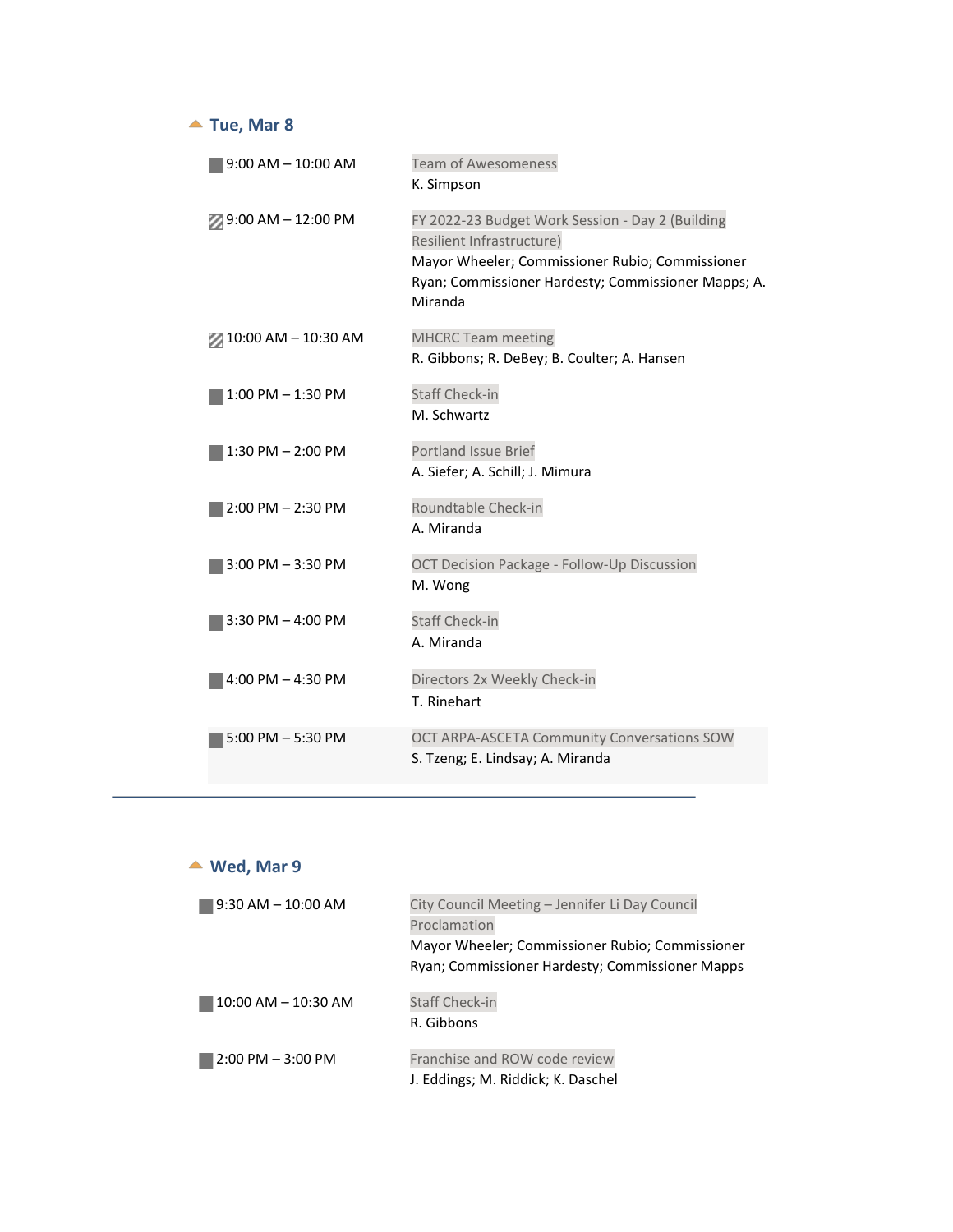## Tue, Mar 8

| Time | Event |
| --- | --- |
| 9:00 AM – 10:00 AM | Team of Awesomeness<br>K. Simpson |
| 9:00 AM – 12:00 PM | FY 2022-23 Budget Work Session - Day 2 (Building Resilient Infrastructure)<br>Mayor Wheeler; Commissioner Rubio; Commissioner Ryan; Commissioner Hardesty; Commissioner Mapps; A. Miranda |
| 10:00 AM – 10:30 AM | MHCRC Team meeting<br>R. Gibbons; R. DeBey; B. Coulter; A. Hansen |
| 1:00 PM – 1:30 PM | Staff Check-in<br>M. Schwartz |
| 1:30 PM – 2:00 PM | Portland Issue Brief<br>A. Siefer; A. Schill; J. Mimura |
| 2:00 PM – 2:30 PM | Roundtable Check-in<br>A. Miranda |
| 3:00 PM – 3:30 PM | OCT Decision Package - Follow-Up Discussion<br>M. Wong |
| 3:30 PM – 4:00 PM | Staff Check-in<br>A. Miranda |
| 4:00 PM – 4:30 PM | Directors 2x Weekly Check-in<br>T. Rinehart |
| 5:00 PM – 5:30 PM | OCT ARPA-ASCETA Community Conversations SOW<br>S. Tzeng; E. Lindsay; A. Miranda |

---

## Wed, Mar 9

| Time | Event |
| --- | --- |
| 9:30 AM – 10:00 AM | City Council Meeting – Jennifer Li Day Council Proclamation<br>Mayor Wheeler; Commissioner Rubio; Commissioner Ryan; Commissioner Hardesty; Commissioner Mapps |
| 10:00 AM – 10:30 AM | Staff Check-in<br>R. Gibbons |
| 2:00 PM – 3:00 PM | Franchise and ROW code review<br>J. Eddings; M. Riddick; K. Daschel |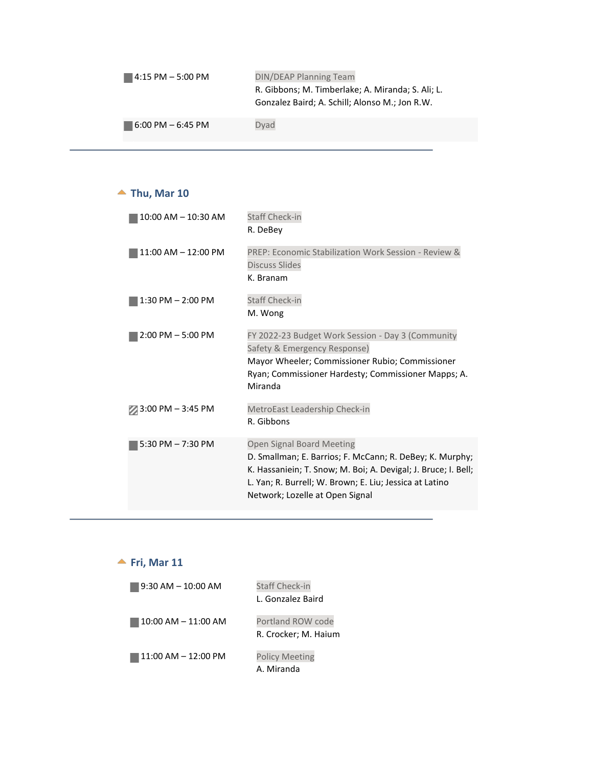| Time | Event |
| --- | --- |
| 4:15 PM – 5:00 PM | DIN/DEAP Planning Team<br>R. Gibbons; M. Timberlake; A. Miranda; S. Ali; L. Gonzalez Baird; A. Schill; Alonso M.; Jon R.W. |
| 6:00 PM – 6:45 PM | Dyad |

---

## Thu, Mar 10

| Time | Event |
| --- | --- |
| 10:00 AM – 10:30 AM | Staff Check-in<br>R. DeBey |
| 11:00 AM – 12:00 PM | PREP: Economic Stabilization Work Session - Review & Discuss Slides<br>K. Branam |
| 1:30 PM – 2:00 PM | Staff Check-in<br>M. Wong |
| 2:00 PM – 5:00 PM | FY 2022-23 Budget Work Session - Day 3 (Community Safety & Emergency Response)<br>Mayor Wheeler; Commissioner Rubio; Commissioner Ryan; Commissioner Hardesty; Commissioner Mapps; A. Miranda |
| 3:00 PM – 3:45 PM | MetroEast Leadership Check-in<br>R. Gibbons |
| 5:30 PM – 7:30 PM | Open Signal Board Meeting<br>D. Smallman; E. Barrios; F. McCann; R. DeBey; K. Murphy; K. Hassaniein; T. Snow; M. Boi; A. Devigal; J. Bruce; I. Bell; L. Yan; R. Burrell; W. Brown; E. Liu; Jessica at Latino Network; Lozelle at Open Signal |

---

## Fri, Mar 11

| Time | Event |
| --- | --- |
| 9:30 AM – 10:00 AM | Staff Check-in<br>L. Gonzalez Baird |
| 10:00 AM – 11:00 AM | Portland ROW code<br>R. Crocker; M. Haium |
| 11:00 AM – 12:00 PM | Policy Meeting<br>A. Miranda |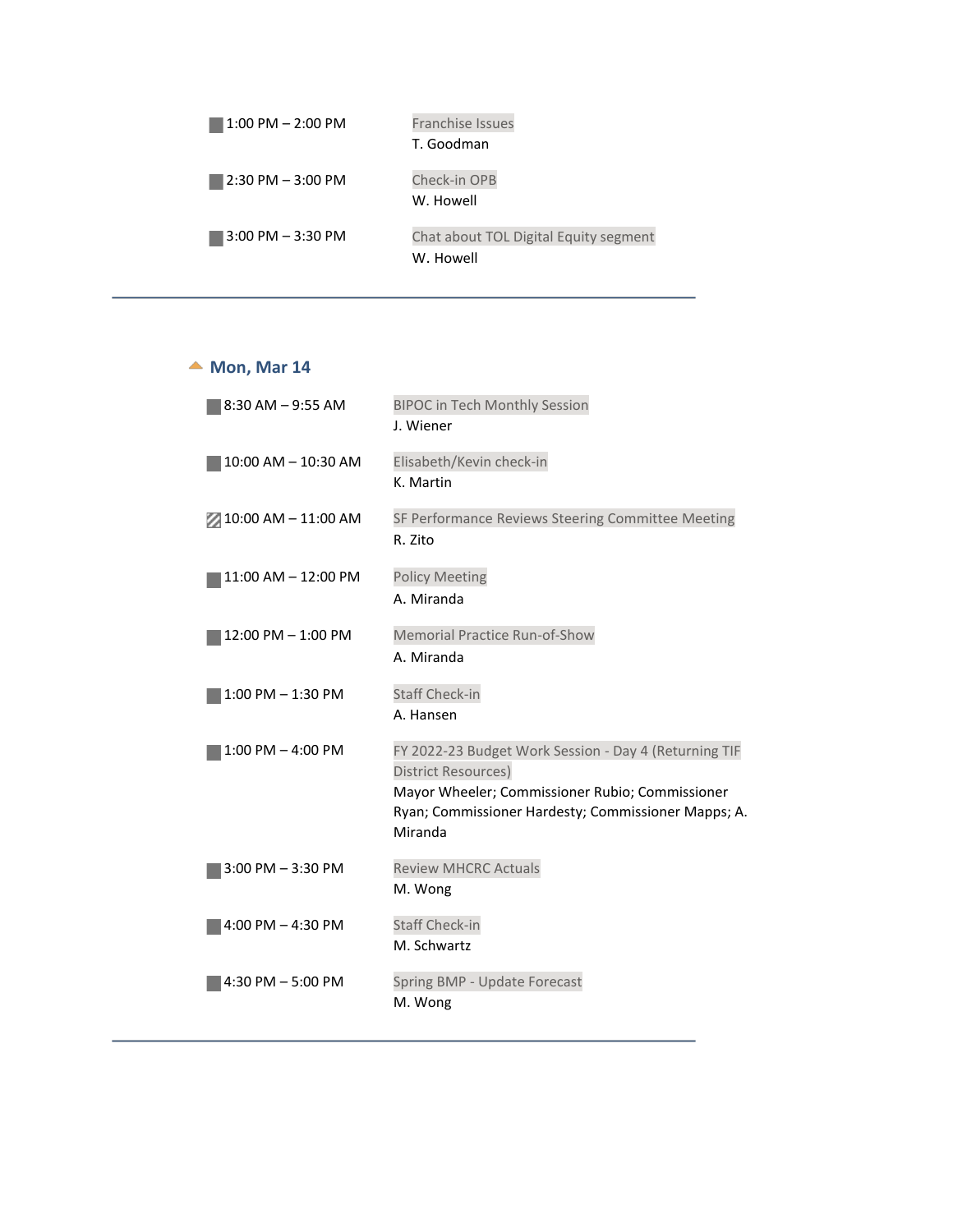| | |
|---|---|
| 1:00 PM – 2:00 PM | Franchise Issues<br>T. Goodman |
| 2:30 PM – 3:00 PM | Check-in OPB<br>W. Howell |
| 3:00 PM – 3:30 PM | Chat about TOL Digital Equity segment<br>W. Howell |

---

## Mon, Mar 14

| | |
|---|---|
| 8:30 AM – 9:55 AM | BIPOC in Tech Monthly Session<br>J. Wiener |
| 10:00 AM – 10:30 AM | Elisabeth/Kevin check-in<br>K. Martin |
| 10:00 AM – 11:00 AM | SF Performance Reviews Steering Committee Meeting<br>R. Zito |
| 11:00 AM – 12:00 PM | Policy Meeting<br>A. Miranda |
| 12:00 PM – 1:00 PM | Memorial Practice Run-of-Show<br>A. Miranda |
| 1:00 PM – 1:30 PM | Staff Check-in<br>A. Hansen |
| 1:00 PM – 4:00 PM | FY 2022-23 Budget Work Session - Day 4 (Returning TIF District Resources)<br>Mayor Wheeler; Commissioner Rubio; Commissioner Ryan; Commissioner Hardesty; Commissioner Mapps; A. Miranda |
| 3:00 PM – 3:30 PM | Review MHCRC Actuals<br>M. Wong |
| 4:00 PM – 4:30 PM | Staff Check-in<br>M. Schwartz |
| 4:30 PM – 5:00 PM | Spring BMP - Update Forecast<br>M. Wong |

---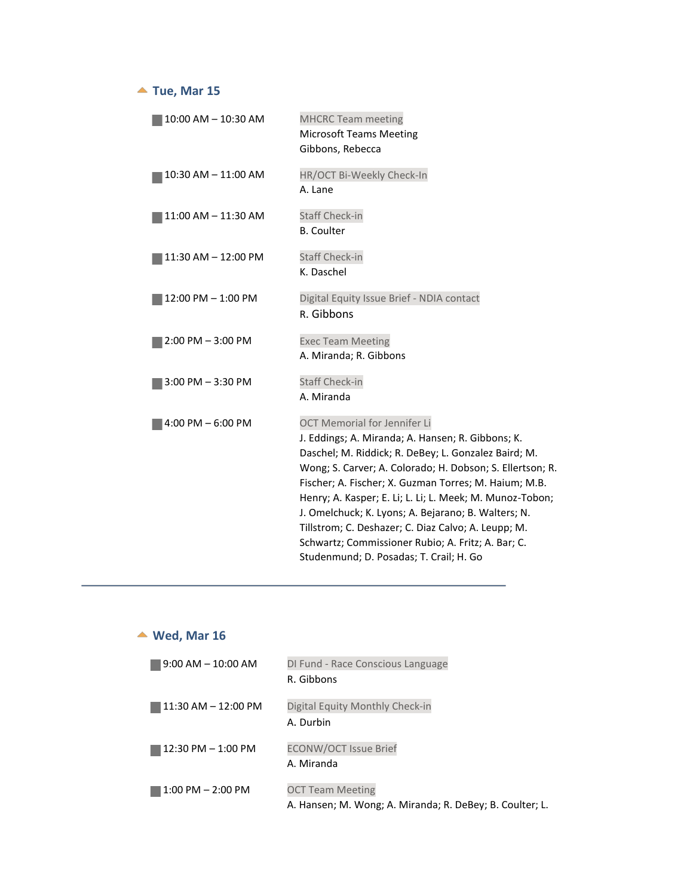## Tue, Mar 15

| Time | Event |
| --- | --- |
| 10:00 AM – 10:30 AM | MHCRC Team meeting<br>Microsoft Teams Meeting<br>Gibbons, Rebecca |
| 10:30 AM – 11:00 AM | HR/OCT Bi-Weekly Check-In<br>A. Lane |
| 11:00 AM – 11:30 AM | Staff Check-in<br>B. Coulter |
| 11:30 AM – 12:00 PM | Staff Check-in<br>K. Daschel |
| 12:00 PM – 1:00 PM | Digital Equity Issue Brief - NDIA contact<br>R. Gibbons |
| 2:00 PM – 3:00 PM | Exec Team Meeting<br>A. Miranda; R. Gibbons |
| 3:00 PM – 3:30 PM | Staff Check-in<br>A. Miranda |
| 4:00 PM – 6:00 PM | OCT Memorial for Jennifer Li<br>J. Eddings; A. Miranda; A. Hansen; R. Gibbons; K. Daschel; M. Riddick; R. DeBey; L. Gonzalez Baird; M. Wong; S. Carver; A. Colorado; H. Dobson; S. Ellertson; R. Fischer; A. Fischer; X. Guzman Torres; M. Haium; M.B. Henry; A. Kasper; E. Li; L. Li; L. Meek; M. Munoz-Tobon; J. Omelchuck; K. Lyons; A. Bejarano; B. Walters; N. Tillstrom; C. Deshazer; C. Diaz Calvo; A. Leupp; M. Schwartz; Commissioner Rubio; A. Fritz; A. Bar; C. Studenmund; D. Posadas; T. Crail; H. Go |

## Wed, Mar 16

| Time | Event |
| --- | --- |
| 9:00 AM – 10:00 AM | DI Fund - Race Conscious Language<br>R. Gibbons |
| 11:30 AM – 12:00 PM | Digital Equity Monthly Check-in<br>A. Durbin |
| 12:30 PM – 1:00 PM | ECONW/OCT Issue Brief<br>A. Miranda |
| 1:00 PM – 2:00 PM | OCT Team Meeting<br>A. Hansen; M. Wong; A. Miranda; R. DeBey; B. Coulter; L. |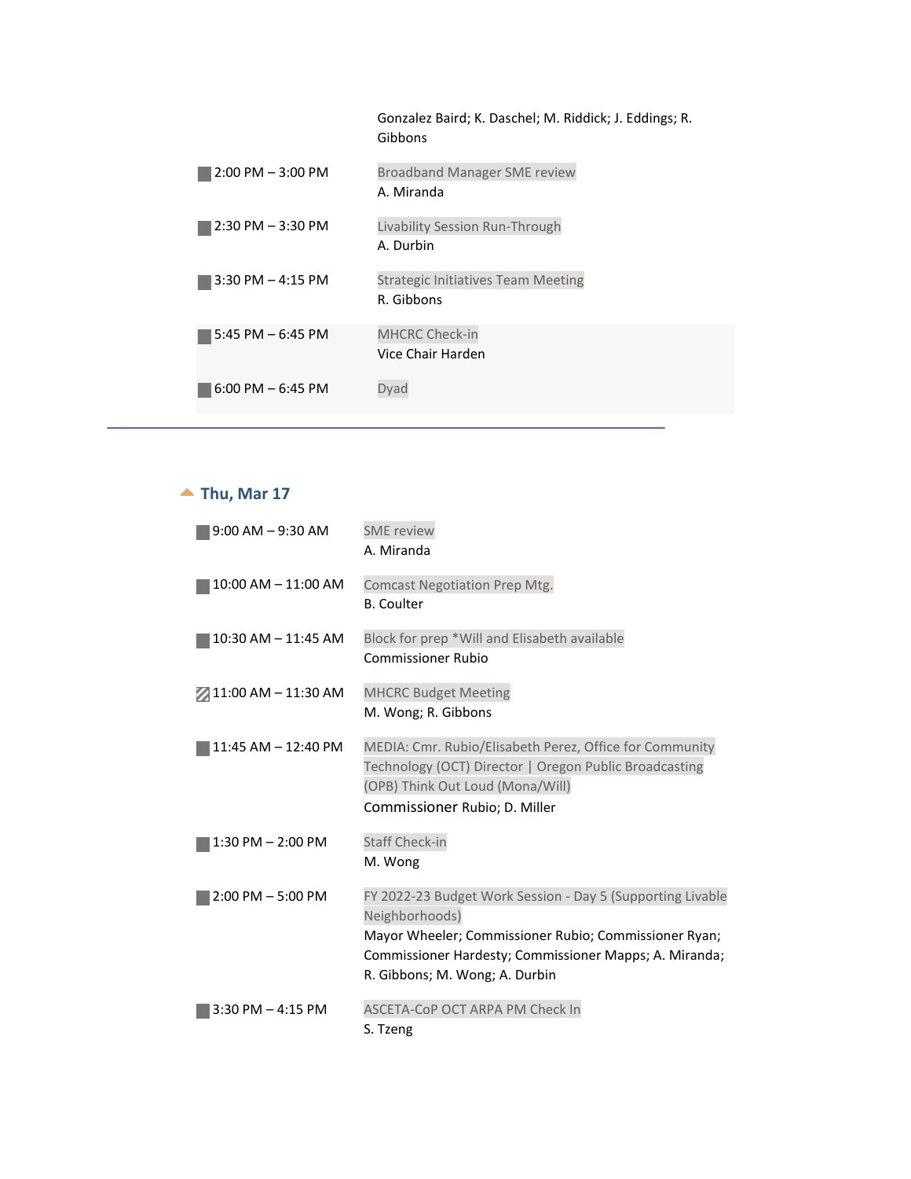Gonzalez Baird; K. Daschel; M. Riddick; J. Eddings; R. Gibbons

| | |
|---|---|
| 2:00 PM – 3:00 PM | Broadband Manager SME review<br>A. Miranda |
| 2:30 PM – 3:30 PM | Livability Session Run-Through<br>A. Durbin |
| 3:30 PM – 4:15 PM | Strategic Initiatives Team Meeting<br>R. Gibbons |
| 5:45 PM – 6:45 PM | MHCRC Check-in<br>Vice Chair Harden |
| 6:00 PM – 6:45 PM | Dyad |

---

## Thu, Mar 17

| | |
|---|---|
| 9:00 AM – 9:30 AM | SME review<br>A. Miranda |
| 10:00 AM – 11:00 AM | Comcast Negotiation Prep Mtg.<br>B. Coulter |
| 10:30 AM – 11:45 AM | Block for prep *Will and Elisabeth available<br>Commissioner Rubio |
| 11:00 AM – 11:30 AM | MHCRC Budget Meeting<br>M. Wong; R. Gibbons |
| 11:45 AM – 12:40 PM | MEDIA: Cmr. Rubio/Elisabeth Perez, Office for Community Technology (OCT) Director \| Oregon Public Broadcasting (OPB) Think Out Loud (Mona/Will)<br>Commissioner Rubio; D. Miller |
| 1:30 PM – 2:00 PM | Staff Check-in<br>M. Wong |
| 2:00 PM – 5:00 PM | FY 2022-23 Budget Work Session - Day 5 (Supporting Livable Neighborhoods)<br>Mayor Wheeler; Commissioner Rubio; Commissioner Ryan; Commissioner Hardesty; Commissioner Mapps; A. Miranda; R. Gibbons; M. Wong; A. Durbin |
| 3:30 PM – 4:15 PM | ASCETA-CoP OCT ARPA PM Check In<br>S. Tzeng |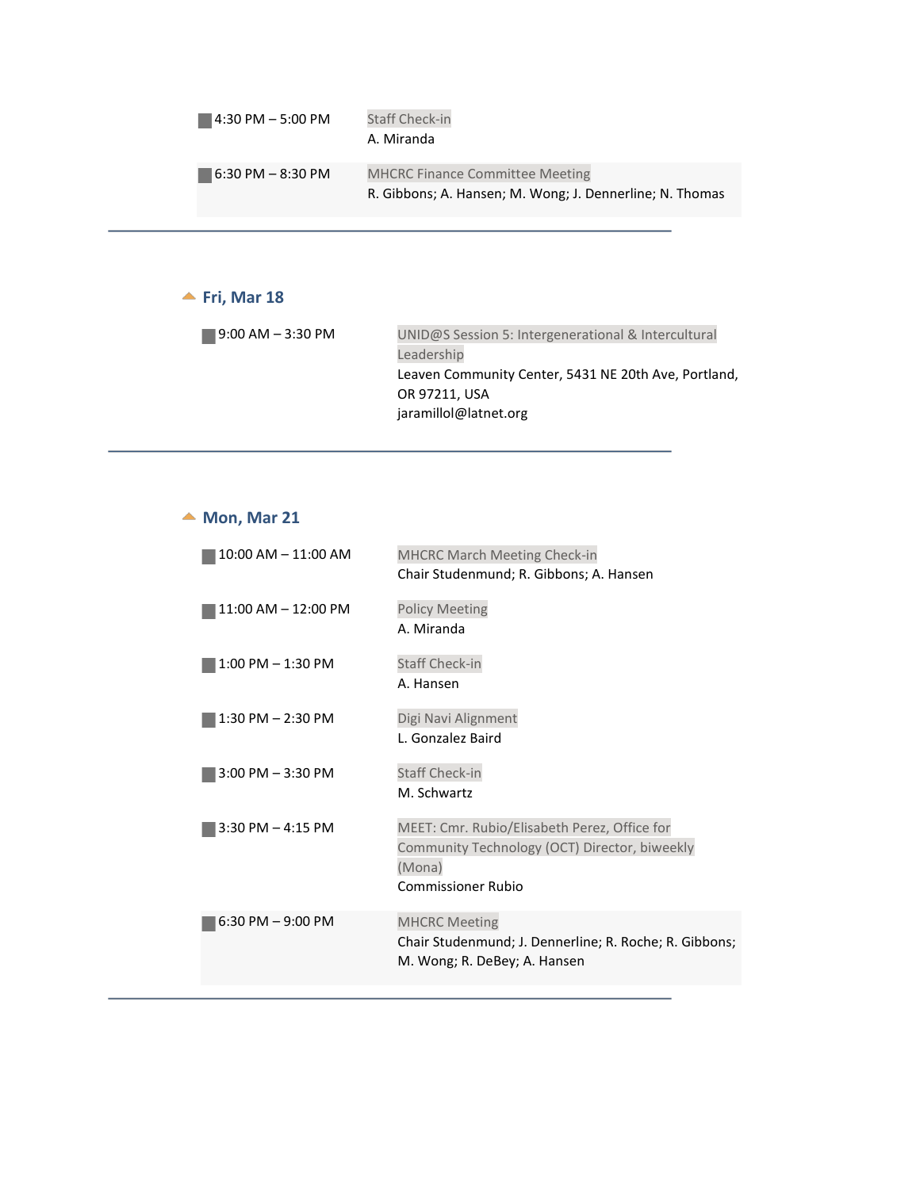| | |
|---|---|
| 4:30 PM – 5:00 PM | Staff Check-in<br>A. Miranda |
| 6:30 PM – 8:30 PM | MHCRC Finance Committee Meeting<br>R. Gibbons; A. Hansen; M. Wong; J. Dennerline; N. Thomas |

---

## Fri, Mar 18

| | |
|---|---|
| 9:00 AM – 3:30 PM | UNID@S Session 5: Intergenerational & Intercultural Leadership<br>Leaven Community Center, 5431 NE 20th Ave, Portland, OR 97211, USA<br>jaramillol@latnet.org |

---

## Mon, Mar 21

| | |
|---|---|
| 10:00 AM – 11:00 AM | MHCRC March Meeting Check-in<br>Chair Studenmund; R. Gibbons; A. Hansen |
| 11:00 AM – 12:00 PM | Policy Meeting<br>A. Miranda |
| 1:00 PM – 1:30 PM | Staff Check-in<br>A. Hansen |
| 1:30 PM – 2:30 PM | Digi Navi Alignment<br>L. Gonzalez Baird |
| 3:00 PM – 3:30 PM | Staff Check-in<br>M. Schwartz |
| 3:30 PM – 4:15 PM | MEET: Cmr. Rubio/Elisabeth Perez, Office for Community Technology (OCT) Director, biweekly (Mona)<br>Commissioner Rubio |
| 6:30 PM – 9:00 PM | MHCRC Meeting<br>Chair Studenmund; J. Dennerline; R. Roche; R. Gibbons; M. Wong; R. DeBey; A. Hansen |

---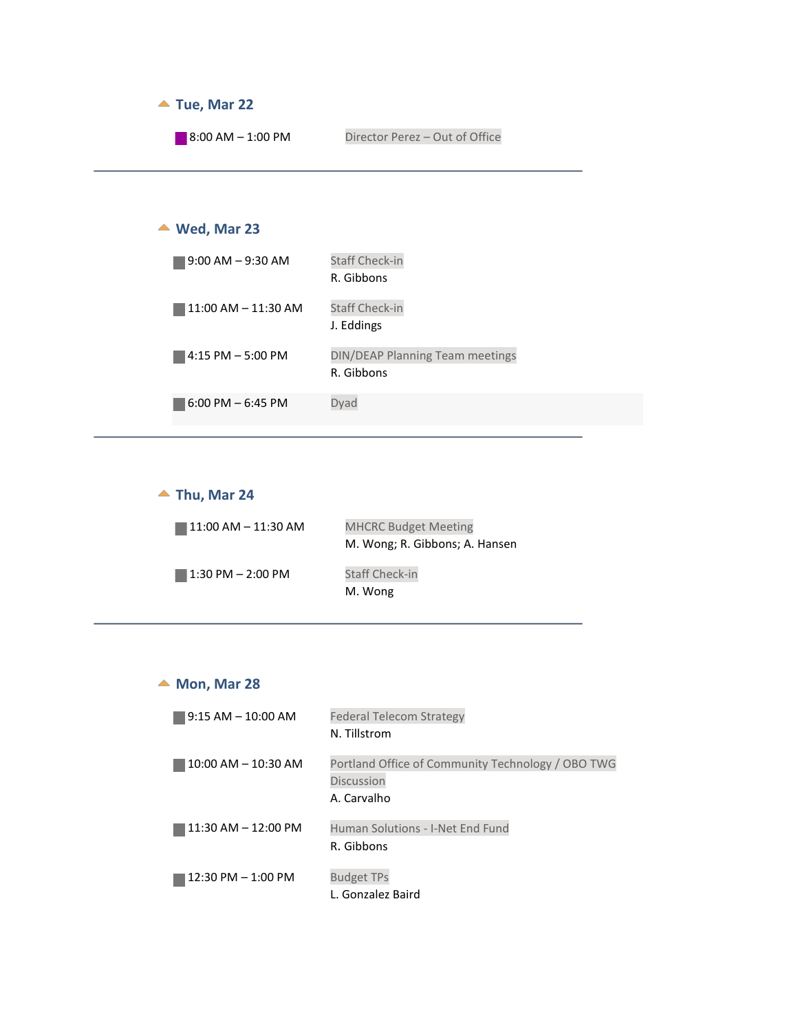## Tue, Mar 22

| | |
|---|---|
| 8:00 AM – 1:00 PM | Director Perez – Out of Office |

---

## Wed, Mar 23

| | |
|---|---|
| 9:00 AM – 9:30 AM | Staff Check-in<br>R. Gibbons |
| 11:00 AM – 11:30 AM | Staff Check-in<br>J. Eddings |
| 4:15 PM – 5:00 PM | DIN/DEAP Planning Team meetings<br>R. Gibbons |
| 6:00 PM – 6:45 PM | Dyad |

---

## Thu, Mar 24

| | |
|---|---|
| 11:00 AM – 11:30 AM | MHCRC Budget Meeting<br>M. Wong; R. Gibbons; A. Hansen |
| 1:30 PM – 2:00 PM | Staff Check-in<br>M. Wong |

---

## Mon, Mar 28

| | |
|---|---|
| 9:15 AM – 10:00 AM | Federal Telecom Strategy<br>N. Tillstrom |
| 10:00 AM – 10:30 AM | Portland Office of Community Technology / OBO TWG Discussion<br>A. Carvalho |
| 11:30 AM – 12:00 PM | Human Solutions - I-Net End Fund<br>R. Gibbons |
| 12:30 PM – 1:00 PM | Budget TPs<br>L. Gonzalez Baird |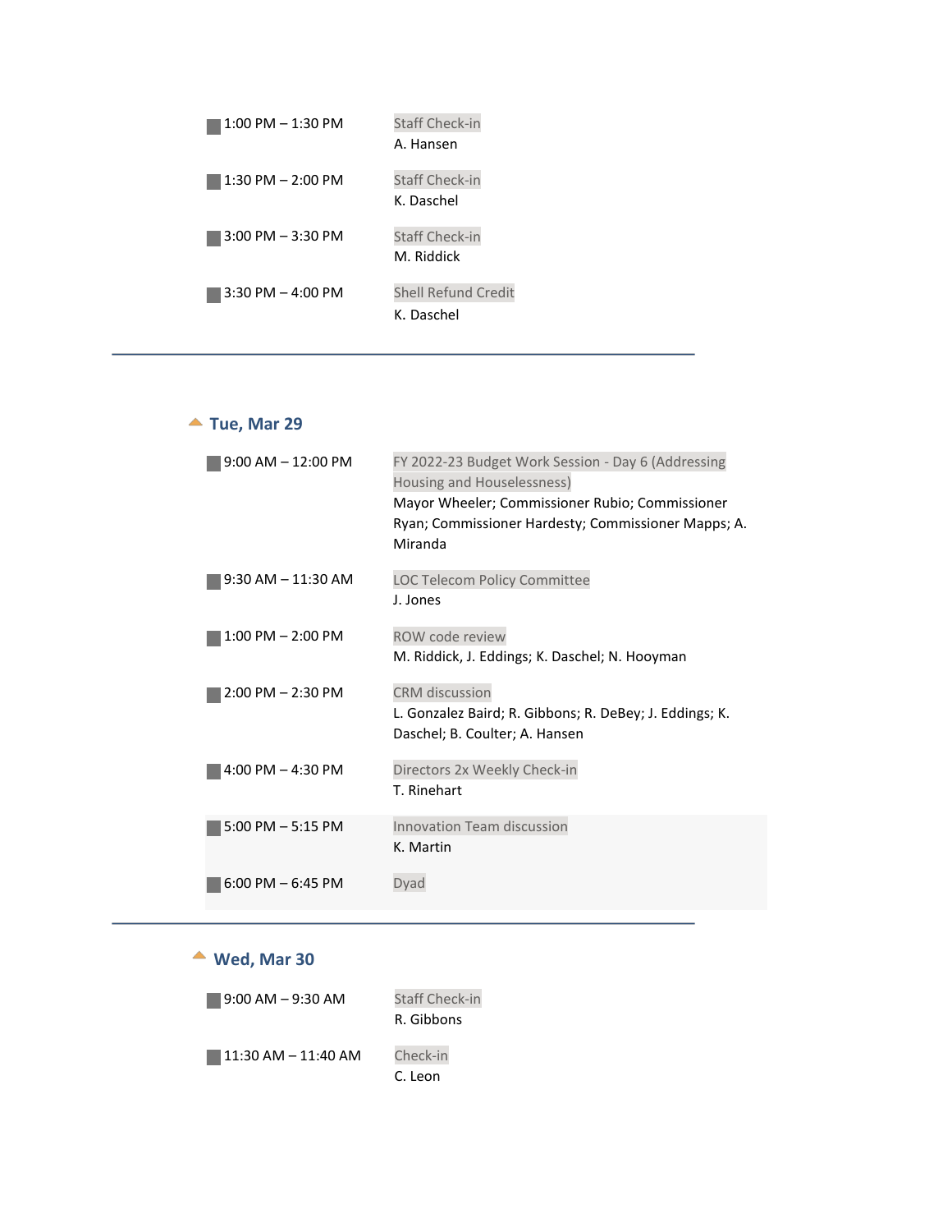| | |
|---|---|
| 1:00 PM – 1:30 PM | Staff Check-in<br>A. Hansen |
| 1:30 PM – 2:00 PM | Staff Check-in<br>K. Daschel |
| 3:00 PM – 3:30 PM | Staff Check-in<br>M. Riddick |
| 3:30 PM – 4:00 PM | Shell Refund Credit<br>K. Daschel |

---

## Tue, Mar 29

| | |
|---|---|
| 9:00 AM – 12:00 PM | FY 2022-23 Budget Work Session - Day 6 (Addressing Housing and Houselessness)<br>Mayor Wheeler; Commissioner Rubio; Commissioner Ryan; Commissioner Hardesty; Commissioner Mapps; A. Miranda |
| 9:30 AM – 11:30 AM | LOC Telecom Policy Committee<br>J. Jones |
| 1:00 PM – 2:00 PM | ROW code review<br>M. Riddick, J. Eddings; K. Daschel; N. Hooyman |
| 2:00 PM – 2:30 PM | CRM discussion<br>L. Gonzalez Baird; R. Gibbons; R. DeBey; J. Eddings; K. Daschel; B. Coulter; A. Hansen |
| 4:00 PM – 4:30 PM | Directors 2x Weekly Check-in<br>T. Rinehart |
| 5:00 PM – 5:15 PM | Innovation Team discussion<br>K. Martin |
| 6:00 PM – 6:45 PM | Dyad |

---

## Wed, Mar 30

| | |
|---|---|
| 9:00 AM – 9:30 AM | Staff Check-in<br>R. Gibbons |
| 11:30 AM – 11:40 AM | Check-in<br>C. Leon |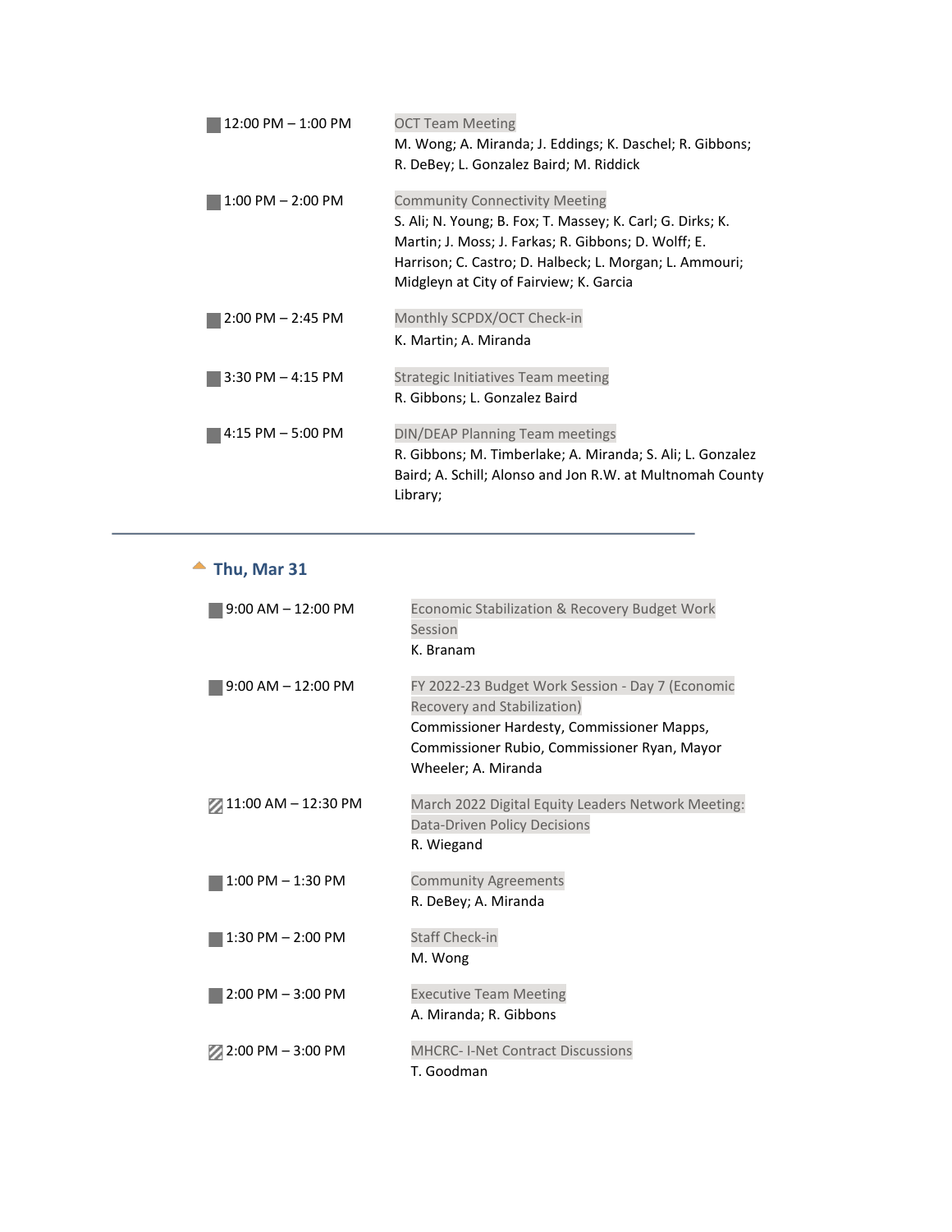12:00 PM – 1:00 PM

OCT Team Meeting
M. Wong; A. Miranda; J. Eddings; K. Daschel; R. Gibbons; R. DeBey; L. Gonzalez Baird; M. Riddick

1:00 PM – 2:00 PM

Community Connectivity Meeting
S. Ali; N. Young; B. Fox; T. Massey; K. Carl; G. Dirks; K. Martin; J. Moss; J. Farkas; R. Gibbons; D. Wolff; E. Harrison; C. Castro; D. Halbeck; L. Morgan; L. Ammouri; Midgleyn at City of Fairview; K. Garcia

2:00 PM – 2:45 PM

Monthly SCPDX/OCT Check-in
K. Martin; A. Miranda

3:30 PM – 4:15 PM

Strategic Initiatives Team meeting
R. Gibbons; L. Gonzalez Baird

4:15 PM – 5:00 PM

DIN/DEAP Planning Team meetings
R. Gibbons; M. Timberlake; A. Miranda; S. Ali; L. Gonzalez Baird; A. Schill; Alonso and Jon R.W. at Multnomah County Library;

---

## Thu, Mar 31

9:00 AM – 12:00 PM

Economic Stabilization & Recovery Budget Work Session
K. Branam

9:00 AM – 12:00 PM

FY 2022-23 Budget Work Session - Day 7 (Economic Recovery and Stabilization)
Commissioner Hardesty, Commissioner Mapps, Commissioner Rubio, Commissioner Ryan, Mayor Wheeler; A. Miranda

11:00 AM – 12:30 PM

March 2022 Digital Equity Leaders Network Meeting: Data-Driven Policy Decisions
R. Wiegand

1:00 PM – 1:30 PM

Community Agreements
R. DeBey; A. Miranda

1:30 PM – 2:00 PM

Staff Check-in
M. Wong

2:00 PM – 3:00 PM

Executive Team Meeting
A. Miranda; R. Gibbons

2:00 PM – 3:00 PM

MHCRC- I-Net Contract Discussions
T. Goodman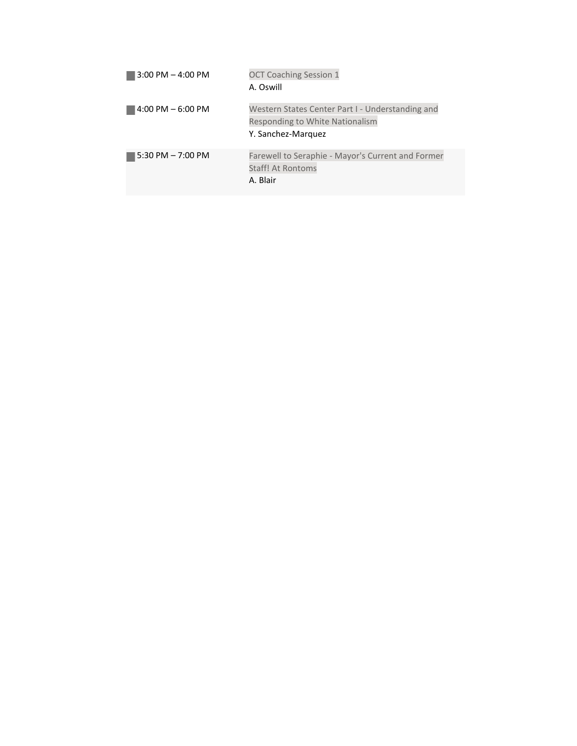| | |
|---|---|
| 3:00 PM – 4:00 PM | OCT Coaching Session 1<br>A. Oswill |
| 4:00 PM – 6:00 PM | Western States Center Part I - Understanding and Responding to White Nationalism<br>Y. Sanchez-Marquez |
| 5:30 PM – 7:00 PM | Farewell to Seraphie - Mayor's Current and Former Staff! At Rontoms<br>A. Blair |